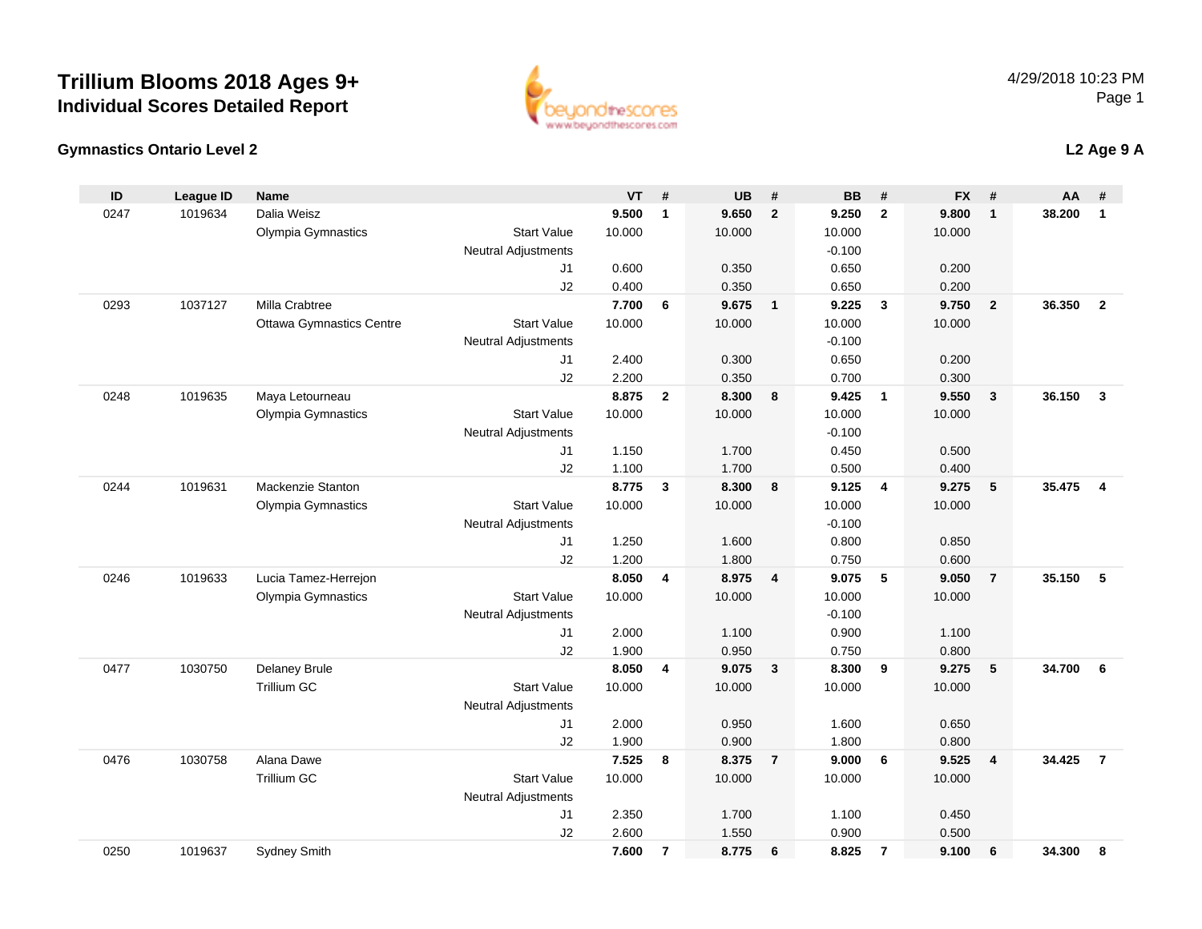# Trillium Blooms 2018 Ages 9+

## Individual Scores Detailed Report

4/29/2018 10:23 PM

### Gymnastics Ontario Level 2

**L2 Age 9 A**

| ID | League ID | Name | | VT | # | UB | # | BB | # | FX | # | AA | # |
|---|---|---|---|---|---|---|---|---|---|---|---|---|---|
| 0247 | 1019634 | Dalia Weisz | | **9.500** | **1** | **9.650** | **2** | **9.250** | **2** | **9.800** | **1** | **38.200** | **1** |
| | | Olympia Gymnastics | Start Value | 10.000 | | 10.000 | | 10.000 | | 10.000 | | | |
| | | | Neutral Adjustments | | | | | -0.100 | | | | | |
| | | | J1 | 0.600 | | 0.350 | | 0.650 | | 0.200 | | | |
| | | | J2 | 0.400 | | 0.350 | | 0.650 | | 0.200 | | | |
| 0293 | 1037127 | Milla Crabtree | | **7.700** | **6** | **9.675** | **1** | **9.225** | **3** | **9.750** | **2** | **36.350** | **2** |
| | | Ottawa Gymnastics Centre | Start Value | 10.000 | | 10.000 | | 10.000 | | 10.000 | | | |
| | | | Neutral Adjustments | | | | | -0.100 | | | | | |
| | | | J1 | 2.400 | | 0.300 | | 0.650 | | 0.200 | | | |
| | | | J2 | 2.200 | | 0.350 | | 0.700 | | 0.300 | | | |
| 0248 | 1019635 | Maya Letourneau | | **8.875** | **2** | **8.300** | **8** | **9.425** | **1** | **9.550** | **3** | **36.150** | **3** |
| | | Olympia Gymnastics | Start Value | 10.000 | | 10.000 | | 10.000 | | 10.000 | | | |
| | | | Neutral Adjustments | | | | | -0.100 | | | | | |
| | | | J1 | 1.150 | | 1.700 | | 0.450 | | 0.500 | | | |
| | | | J2 | 1.100 | | 1.700 | | 0.500 | | 0.400 | | | |
| 0244 | 1019631 | Mackenzie Stanton | | **8.775** | **3** | **8.300** | **8** | **9.125** | **4** | **9.275** | **5** | **35.475** | **4** |
| | | Olympia Gymnastics | Start Value | 10.000 | | 10.000 | | 10.000 | | 10.000 | | | |
| | | | Neutral Adjustments | | | | | -0.100 | | | | | |
| | | | J1 | 1.250 | | 1.600 | | 0.800 | | 0.850 | | | |
| | | | J2 | 1.200 | | 1.800 | | 0.750 | | 0.600 | | | |
| 0246 | 1019633 | Lucia Tamez-Herrejon | | **8.050** | **4** | **8.975** | **4** | **9.075** | **5** | **9.050** | **7** | **35.150** | **5** |
| | | Olympia Gymnastics | Start Value | 10.000 | | 10.000 | | 10.000 | | 10.000 | | | |
| | | | Neutral Adjustments | | | | | -0.100 | | | | | |
| | | | J1 | 2.000 | | 1.100 | | 0.900 | | 1.100 | | | |
| | | | J2 | 1.900 | | 0.950 | | 0.750 | | 0.800 | | | |
| 0477 | 1030750 | Delaney Brule | | **8.050** | **4** | **9.075** | **3** | **8.300** | **9** | **9.275** | **5** | **34.700** | **6** |
| | | Trillium GC | Start Value | 10.000 | | 10.000 | | 10.000 | | 10.000 | | | |
| | | | Neutral Adjustments | | | | | | | | | | |
| | | | J1 | 2.000 | | 0.950 | | 1.600 | | 0.650 | | | |
| | | | J2 | 1.900 | | 0.900 | | 1.800 | | 0.800 | | | |
| 0476 | 1030758 | Alana Dawe | | **7.525** | **8** | **8.375** | **7** | **9.000** | **6** | **9.525** | **4** | **34.425** | **7** |
| | | Trillium GC | Start Value | 10.000 | | 10.000 | | 10.000 | | 10.000 | | | |
| | | | Neutral Adjustments | | | | | | | | | | |
| | | | J1 | 2.350 | | 1.700 | | 1.100 | | 0.450 | | | |
| | | | J2 | 2.600 | | 1.550 | | 0.900 | | 0.500 | | | |
| 0250 | 1019637 | Sydney Smith | | **7.600** | **7** | **8.775** | **6** | **8.825** | **7** | **9.100** | **6** | **34.300** | **8** |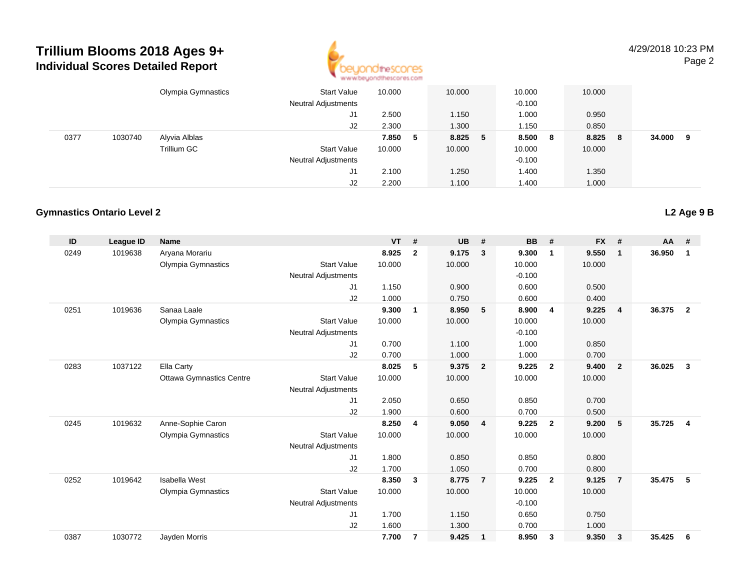| ID | League ID | Name | | VT | # | UB | # | BB | # | FX | # | AA | # |
|---|---|---|---|---|---|---|---|---|---|---|---|---|---|
| | | Olympia Gymnastics | Start Value | 10.000 | | 10.000 | | 10.000 | | 10.000 | | | |
| | | | Neutral Adjustments | | | | | -0.100 | | | | | |
| | | | J1 | 2.500 | | 1.150 | | 1.000 | | 0.950 | | | |
| | | | J2 | 2.300 | | 1.300 | | 1.150 | | 0.850 | | | |
| 0377 | 1030740 | Alyvia Alblas | | **7.850** | **5** | **8.825** | **5** | **8.500** | **8** | **8.825** | **8** | **34.000** | **9** |
| | | Trillium GC | Start Value | 10.000 | | 10.000 | | 10.000 | | 10.000 | | | |
| | | | Neutral Adjustments | | | | | -0.100 | | | | | |
| | | | J1 | 2.100 | | 1.250 | | 1.400 | | 1.350 | | | |
| | | | J2 | 2.200 | | 1.100 | | 1.400 | | 1.000 | | | |

## Gymnastics Ontario Level 2

**L2 Age 9 B**

| ID | League ID | Name | | VT | # | UB | # | BB | # | FX | # | AA | # |
|---|---|---|---|---|---|---|---|---|---|---|---|---|---|
| 0249 | 1019638 | Aryana Morariu | | **8.925** | **2** | **9.175** | **3** | **9.300** | **1** | **9.550** | **1** | **36.950** | **1** |
| | | Olympia Gymnastics | Start Value | 10.000 | | 10.000 | | 10.000 | | 10.000 | | | |
| | | | Neutral Adjustments | | | | | -0.100 | | | | | |
| | | | J1 | 1.150 | | 0.900 | | 0.600 | | 0.500 | | | |
| | | | J2 | 1.000 | | 0.750 | | 0.600 | | 0.400 | | | |
| 0251 | 1019636 | Sanaa Laale | | **9.300** | **1** | **8.950** | **5** | **8.900** | **4** | **9.225** | **4** | **36.375** | **2** |
| | | Olympia Gymnastics | Start Value | 10.000 | | 10.000 | | 10.000 | | 10.000 | | | |
| | | | Neutral Adjustments | | | | | -0.100 | | | | | |
| | | | J1 | 0.700 | | 1.100 | | 1.000 | | 0.850 | | | |
| | | | J2 | 0.700 | | 1.000 | | 1.000 | | 0.700 | | | |
| 0283 | 1037122 | Ella Carty | | **8.025** | **5** | **9.375** | **2** | **9.225** | **2** | **9.400** | **2** | **36.025** | **3** |
| | | Ottawa Gymnastics Centre | Start Value | 10.000 | | 10.000 | | 10.000 | | 10.000 | | | |
| | | | Neutral Adjustments | | | | | | | | | | |
| | | | J1 | 2.050 | | 0.650 | | 0.850 | | 0.700 | | | |
| | | | J2 | 1.900 | | 0.600 | | 0.700 | | 0.500 | | | |
| 0245 | 1019632 | Anne-Sophie Caron | | **8.250** | **4** | **9.050** | **4** | **9.225** | **2** | **9.200** | **5** | **35.725** | **4** |
| | | Olympia Gymnastics | Start Value | 10.000 | | 10.000 | | 10.000 | | 10.000 | | | |
| | | | Neutral Adjustments | | | | | | | | | | |
| | | | J1 | 1.800 | | 0.850 | | 0.850 | | 0.800 | | | |
| | | | J2 | 1.700 | | 1.050 | | 0.700 | | 0.800 | | | |
| 0252 | 1019642 | Isabella West | | **8.350** | **3** | **8.775** | **7** | **9.225** | **2** | **9.125** | **7** | **35.475** | **5** |
| | | Olympia Gymnastics | Start Value | 10.000 | | 10.000 | | 10.000 | | 10.000 | | | |
| | | | Neutral Adjustments | | | | | -0.100 | | | | | |
| | | | J1 | 1.700 | | 1.150 | | 0.650 | | 0.750 | | | |
| | | | J2 | 1.600 | | 1.300 | | 0.700 | | 1.000 | | | |
| 0387 | 1030772 | Jayden Morris | | **7.700** | **7** | **9.425** | **1** | **8.950** | **3** | **9.350** | **3** | **35.425** | **6** |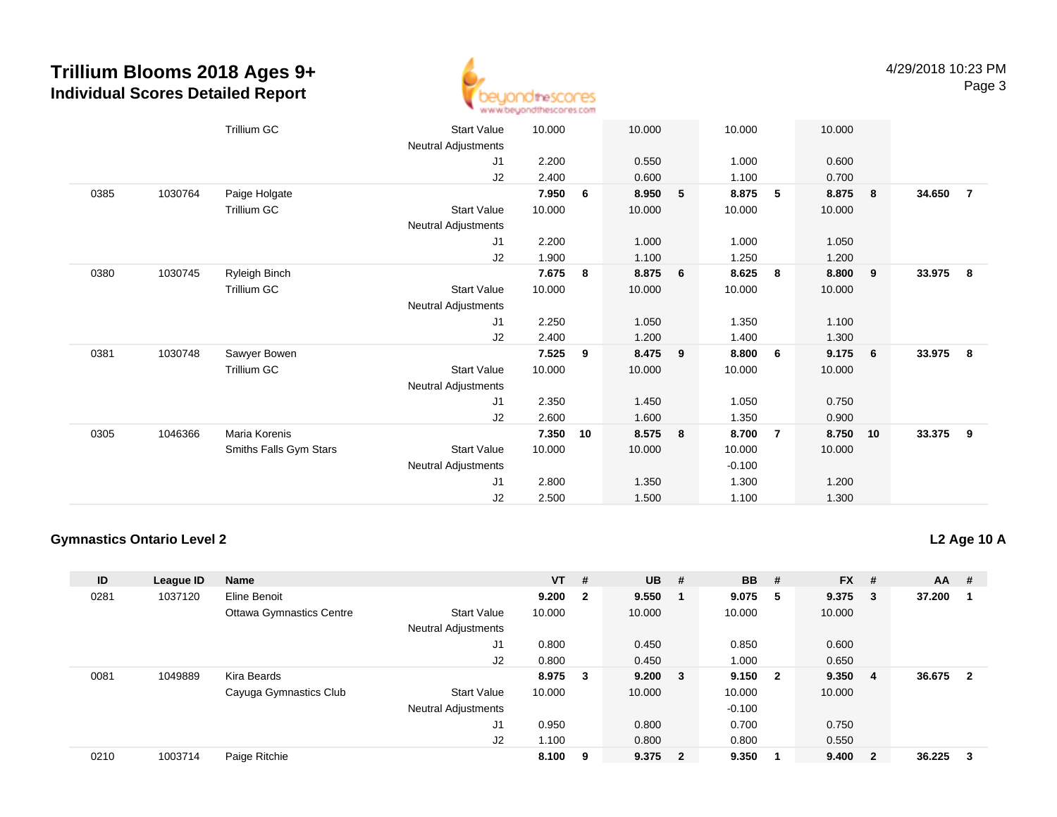# Trillium Blooms 2018 Ages 9+
## Individual Scores Detailed Report

| ID | League ID | Name | | VT | # | UB | # | BB | # | FX | # | AA | # |
|---|---|---|---|---|---|---|---|---|---|---|---|---|---|
| | | Trillium GC | Start Value | 10.000 | | 10.000 | | 10.000 | | 10.000 | | | |
| | | | Neutral Adjustments | | | | | | | | | | |
| | | | J1 | 2.200 | | 0.550 | | 1.000 | | 0.600 | | | |
| | | | J2 | 2.400 | | 0.600 | | 1.100 | | 0.700 | | | |
| 0385 | 1030764 | Paige Holgate | | **7.950** | **6** | **8.950** | **5** | **8.875** | **5** | **8.875** | **8** | **34.650** | **7** |
| | | Trillium GC | Start Value | 10.000 | | 10.000 | | 10.000 | | 10.000 | | | |
| | | | Neutral Adjustments | | | | | | | | | | |
| | | | J1 | 2.200 | | 1.000 | | 1.000 | | 1.050 | | | |
| | | | J2 | 1.900 | | 1.100 | | 1.250 | | 1.200 | | | |
| 0380 | 1030745 | Ryleigh Binch | | **7.675** | **8** | **8.875** | **6** | **8.625** | **8** | **8.800** | **9** | **33.975** | **8** |
| | | Trillium GC | Start Value | 10.000 | | 10.000 | | 10.000 | | 10.000 | | | |
| | | | Neutral Adjustments | | | | | | | | | | |
| | | | J1 | 2.250 | | 1.050 | | 1.350 | | 1.100 | | | |
| | | | J2 | 2.400 | | 1.200 | | 1.400 | | 1.300 | | | |
| 0381 | 1030748 | Sawyer Bowen | | **7.525** | **9** | **8.475** | **9** | **8.800** | **6** | **9.175** | **6** | **33.975** | **8** |
| | | Trillium GC | Start Value | 10.000 | | 10.000 | | 10.000 | | 10.000 | | | |
| | | | Neutral Adjustments | | | | | | | | | | |
| | | | J1 | 2.350 | | 1.450 | | 1.050 | | 0.750 | | | |
| | | | J2 | 2.600 | | 1.600 | | 1.350 | | 0.900 | | | |
| 0305 | 1046366 | Maria Korenis | | **7.350** | **10** | **8.575** | **8** | **8.700** | **7** | **8.750** | **10** | **33.375** | **9** |
| | | Smiths Falls Gym Stars | Start Value | 10.000 | | 10.000 | | 10.000 | | 10.000 | | | |
| | | | Neutral Adjustments | | | | | -0.100 | | | | | |
| | | | J1 | 2.800 | | 1.350 | | 1.300 | | 1.200 | | | |
| | | | J2 | 2.500 | | 1.500 | | 1.100 | | 1.300 | | | |

### Gymnastics Ontario Level 2

**L2 Age 10 A**

| ID | League ID | Name | | VT | # | UB | # | BB | # | FX | # | AA | # |
|---|---|---|---|---|---|---|---|---|---|---|---|---|---|
| 0281 | 1037120 | Eline Benoit | | **9.200** | **2** | **9.550** | **1** | **9.075** | **5** | **9.375** | **3** | **37.200** | **1** |
| | | Ottawa Gymnastics Centre | Start Value | 10.000 | | 10.000 | | 10.000 | | 10.000 | | | |
| | | | Neutral Adjustments | | | | | | | | | | |
| | | | J1 | 0.800 | | 0.450 | | 0.850 | | 0.600 | | | |
| | | | J2 | 0.800 | | 0.450 | | 1.000 | | 0.650 | | | |
| 0081 | 1049889 | Kira Beards | | **8.975** | **3** | **9.200** | **3** | **9.150** | **2** | **9.350** | **4** | **36.675** | **2** |
| | | Cayuga Gymnastics Club | Start Value | 10.000 | | 10.000 | | 10.000 | | 10.000 | | | |
| | | | Neutral Adjustments | | | | | -0.100 | | | | | |
| | | | J1 | 0.950 | | 0.800 | | 0.700 | | 0.750 | | | |
| | | | J2 | 1.100 | | 0.800 | | 0.800 | | 0.550 | | | |
| 0210 | 1003714 | Paige Ritchie | | **8.100** | **9** | **9.375** | **2** | **9.350** | **1** | **9.400** | **2** | **36.225** | **3** |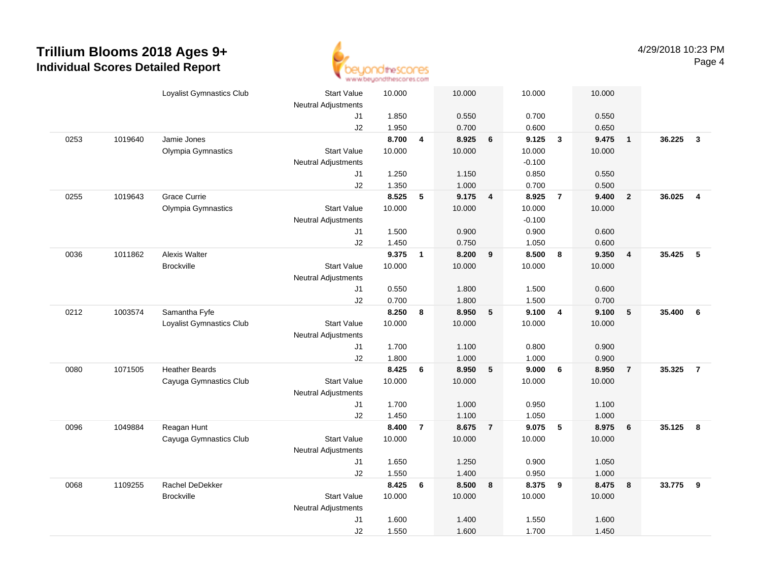# Trillium Blooms 2018 Ages 9+
## Individual Scores Detailed Report

4/29/2018 10:23 PM

| | | | | | | | | | | | | | |
|---|---|---|---|---|---|---|---|---|---|---|---|---|---|
| | | Loyalist Gymnastics Club | Start Value | 10.000 | | 10.000 | | 10.000 | | 10.000 | | | |
| | | | Neutral Adjustments | | | | | | | | | | |
| | | | J1 | 1.850 | | 0.550 | | 0.700 | | 0.550 | | | |
| | | | J2 | 1.950 | | 0.700 | | 0.600 | | 0.650 | | | |
| 0253 | 1019640 | Jamie Jones | | **8.700** | **4** | **8.925** | **6** | **9.125** | **3** | **9.475** | **1** | **36.225** | **3** |
| | | Olympia Gymnastics | Start Value | 10.000 | | 10.000 | | 10.000 | | 10.000 | | | |
| | | | Neutral Adjustments | | | | | -0.100 | | | | | |
| | | | J1 | 1.250 | | 1.150 | | 0.850 | | 0.550 | | | |
| | | | J2 | 1.350 | | 1.000 | | 0.700 | | 0.500 | | | |
| 0255 | 1019643 | Grace Currie | | **8.525** | **5** | **9.175** | **4** | **8.925** | **7** | **9.400** | **2** | **36.025** | **4** |
| | | Olympia Gymnastics | Start Value | 10.000 | | 10.000 | | 10.000 | | 10.000 | | | |
| | | | Neutral Adjustments | | | | | -0.100 | | | | | |
| | | | J1 | 1.500 | | 0.900 | | 0.900 | | 0.600 | | | |
| | | | J2 | 1.450 | | 0.750 | | 1.050 | | 0.600 | | | |
| 0036 | 1011862 | Alexis Walter | | **9.375** | **1** | **8.200** | **9** | **8.500** | **8** | **9.350** | **4** | **35.425** | **5** |
| | | Brockville | Start Value | 10.000 | | 10.000 | | 10.000 | | 10.000 | | | |
| | | | Neutral Adjustments | | | | | | | | | | |
| | | | J1 | 0.550 | | 1.800 | | 1.500 | | 0.600 | | | |
| | | | J2 | 0.700 | | 1.800 | | 1.500 | | 0.700 | | | |
| 0212 | 1003574 | Samantha Fyfe | | **8.250** | **8** | **8.950** | **5** | **9.100** | **4** | **9.100** | **5** | **35.400** | **6** |
| | | Loyalist Gymnastics Club | Start Value | 10.000 | | 10.000 | | 10.000 | | 10.000 | | | |
| | | | Neutral Adjustments | | | | | | | | | | |
| | | | J1 | 1.700 | | 1.100 | | 0.800 | | 0.900 | | | |
| | | | J2 | 1.800 | | 1.000 | | 1.000 | | 0.900 | | | |
| 0080 | 1071505 | Heather Beards | | **8.425** | **6** | **8.950** | **5** | **9.000** | **6** | **8.950** | **7** | **35.325** | **7** |
| | | Cayuga Gymnastics Club | Start Value | 10.000 | | 10.000 | | 10.000 | | 10.000 | | | |
| | | | Neutral Adjustments | | | | | | | | | | |
| | | | J1 | 1.700 | | 1.000 | | 0.950 | | 1.100 | | | |
| | | | J2 | 1.450 | | 1.100 | | 1.050 | | 1.000 | | | |
| 0096 | 1049884 | Reagan Hunt | | **8.400** | **7** | **8.675** | **7** | **9.075** | **5** | **8.975** | **6** | **35.125** | **8** |
| | | Cayuga Gymnastics Club | Start Value | 10.000 | | 10.000 | | 10.000 | | 10.000 | | | |
| | | | Neutral Adjustments | | | | | | | | | | |
| | | | J1 | 1.650 | | 1.250 | | 0.900 | | 1.050 | | | |
| | | | J2 | 1.550 | | 1.400 | | 0.950 | | 1.000 | | | |
| 0068 | 1109255 | Rachel DeDekker | | **8.425** | **6** | **8.500** | **8** | **8.375** | **9** | **8.475** | **8** | **33.775** | **9** |
| | | Brockville | Start Value | 10.000 | | 10.000 | | 10.000 | | 10.000 | | | |
| | | | Neutral Adjustments | | | | | | | | | | |
| | | | J1 | 1.600 | | 1.400 | | 1.550 | | 1.600 | | | |
| | | | J2 | 1.550 | | 1.600 | | 1.700 | | 1.450 | | | |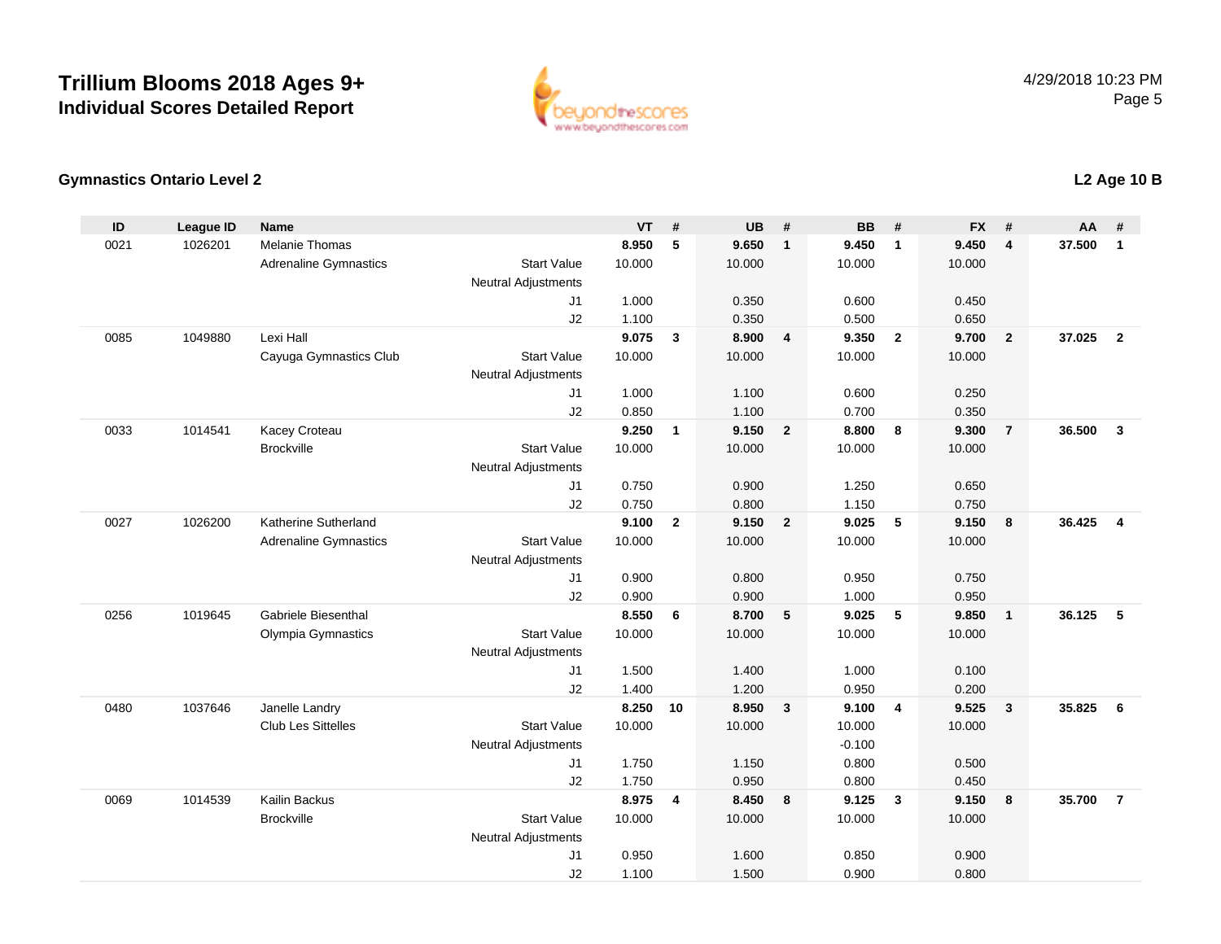# Trillium Blooms 2018 Ages 9+
## Individual Scores Detailed Report

4/29/2018 10:23 PM

### Gymnastics Ontario Level 2

### L2 Age 10 B

| ID | League ID | Name | | VT | # | UB | # | BB | # | FX | # | AA | # |
|---|---|---|---|---|---|---|---|---|---|---|---|---|---|
| 0021 | 1026201 | Melanie Thomas | | **8.950** | **5** | **9.650** | **1** | **9.450** | **1** | **9.450** | **4** | **37.500** | **1** |
| | | Adrenaline Gymnastics | Start Value | 10.000 | | 10.000 | | 10.000 | | 10.000 | | | |
| | | | Neutral Adjustments | | | | | | | | | | |
| | | | J1 | 1.000 | | 0.350 | | 0.600 | | 0.450 | | | |
| | | | J2 | 1.100 | | 0.350 | | 0.500 | | 0.650 | | | |
| 0085 | 1049880 | Lexi Hall | | **9.075** | **3** | **8.900** | **4** | **9.350** | **2** | **9.700** | **2** | **37.025** | **2** |
| | | Cayuga Gymnastics Club | Start Value | 10.000 | | 10.000 | | 10.000 | | 10.000 | | | |
| | | | Neutral Adjustments | | | | | | | | | | |
| | | | J1 | 1.000 | | 1.100 | | 0.600 | | 0.250 | | | |
| | | | J2 | 0.850 | | 1.100 | | 0.700 | | 0.350 | | | |
| 0033 | 1014541 | Kacey Croteau | | **9.250** | **1** | **9.150** | **2** | **8.800** | **8** | **9.300** | **7** | **36.500** | **3** |
| | | Brockville | Start Value | 10.000 | | 10.000 | | 10.000 | | 10.000 | | | |
| | | | Neutral Adjustments | | | | | | | | | | |
| | | | J1 | 0.750 | | 0.900 | | 1.250 | | 0.650 | | | |
| | | | J2 | 0.750 | | 0.800 | | 1.150 | | 0.750 | | | |
| 0027 | 1026200 | Katherine Sutherland | | **9.100** | **2** | **9.150** | **2** | **9.025** | **5** | **9.150** | **8** | **36.425** | **4** |
| | | Adrenaline Gymnastics | Start Value | 10.000 | | 10.000 | | 10.000 | | 10.000 | | | |
| | | | Neutral Adjustments | | | | | | | | | | |
| | | | J1 | 0.900 | | 0.800 | | 0.950 | | 0.750 | | | |
| | | | J2 | 0.900 | | 0.900 | | 1.000 | | 0.950 | | | |
| 0256 | 1019645 | Gabriele Biesenthal | | **8.550** | **6** | **8.700** | **5** | **9.025** | **5** | **9.850** | **1** | **36.125** | **5** |
| | | Olympia Gymnastics | Start Value | 10.000 | | 10.000 | | 10.000 | | 10.000 | | | |
| | | | Neutral Adjustments | | | | | | | | | | |
| | | | J1 | 1.500 | | 1.400 | | 1.000 | | 0.100 | | | |
| | | | J2 | 1.400 | | 1.200 | | 0.950 | | 0.200 | | | |
| 0480 | 1037646 | Janelle Landry | | **8.250** | **10** | **8.950** | **3** | **9.100** | **4** | **9.525** | **3** | **35.825** | **6** |
| | | Club Les Sittelles | Start Value | 10.000 | | 10.000 | | 10.000 | | 10.000 | | | |
| | | | Neutral Adjustments | | | | | -0.100 | | | | | |
| | | | J1 | 1.750 | | 1.150 | | 0.800 | | 0.500 | | | |
| | | | J2 | 1.750 | | 0.950 | | 0.800 | | 0.450 | | | |
| 0069 | 1014539 | Kailin Backus | | **8.975** | **4** | **8.450** | **8** | **9.125** | **3** | **9.150** | **8** | **35.700** | **7** |
| | | Brockville | Start Value | 10.000 | | 10.000 | | 10.000 | | 10.000 | | | |
| | | | Neutral Adjustments | | | | | | | | | | |
| | | | J1 | 0.950 | | 1.600 | | 0.850 | | 0.900 | | | |
| | | | J2 | 1.100 | | 1.500 | | 0.900 | | 0.800 | | | |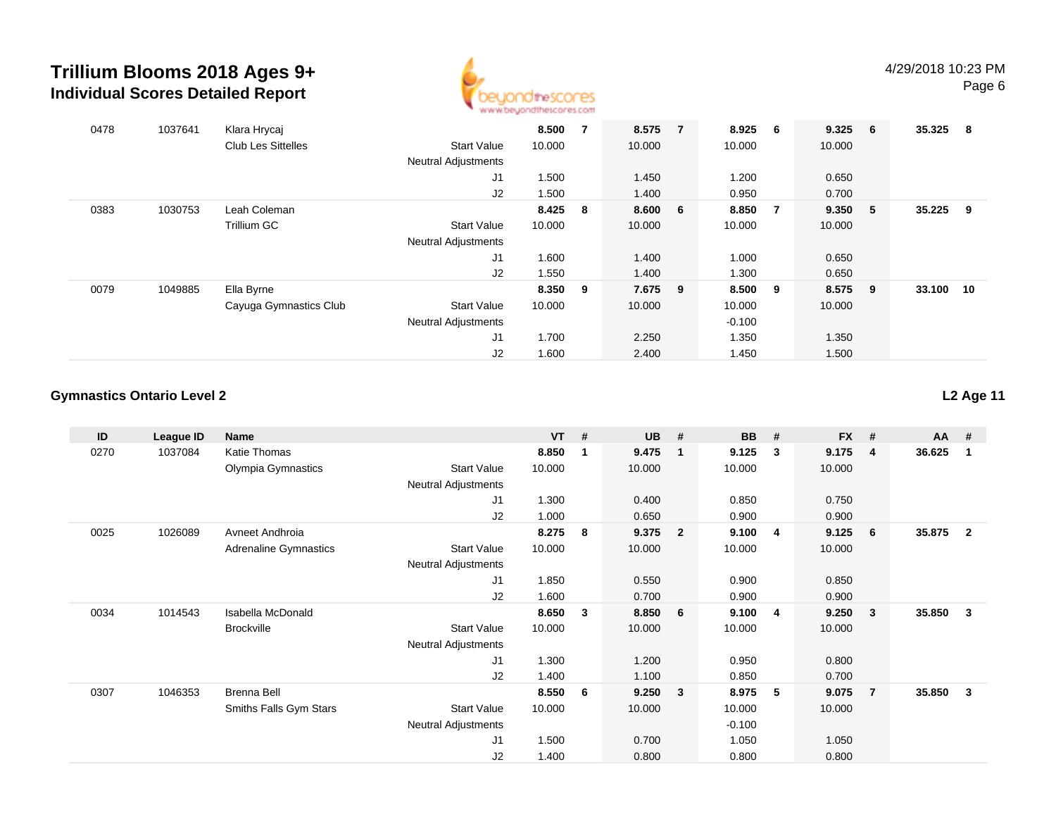# Trillium Blooms 2018 Ages 9+
## Individual Scores Detailed Report

| ID | League ID | Name | | VT | # | UB | # | BB | # | FX | # | AA | # |
|---|---|---|---|---|---|---|---|---|---|---|---|---|---|
| 0478 | 1037641 | Klara Hrycaj | | **8.500** | **7** | **8.575** | **7** | **8.925** | **6** | **9.325** | **6** | **35.325** | **8** |
| | | Club Les Sittelles | Start Value | 10.000 | | 10.000 | | 10.000 | | 10.000 | | | |
| | | | Neutral Adjustments | | | | | | | | | | |
| | | | J1 | 1.500 | | 1.450 | | 1.200 | | 0.650 | | | |
| | | | J2 | 1.500 | | 1.400 | | 0.950 | | 0.700 | | | |
| 0383 | 1030753 | Leah Coleman | | **8.425** | **8** | **8.600** | **6** | **8.850** | **7** | **9.350** | **5** | **35.225** | **9** |
| | | Trillium GC | Start Value | 10.000 | | 10.000 | | 10.000 | | 10.000 | | | |
| | | | Neutral Adjustments | | | | | | | | | | |
| | | | J1 | 1.600 | | 1.400 | | 1.000 | | 0.650 | | | |
| | | | J2 | 1.550 | | 1.400 | | 1.300 | | 0.650 | | | |
| 0079 | 1049885 | Ella Byrne | | **8.350** | **9** | **7.675** | **9** | **8.500** | **9** | **8.575** | **9** | **33.100** | **10** |
| | | Cayuga Gymnastics Club | Start Value | 10.000 | | 10.000 | | 10.000 | | 10.000 | | | |
| | | | Neutral Adjustments | | | | | -0.100 | | | | | |
| | | | J1 | 1.700 | | 2.250 | | 1.350 | | 1.350 | | | |
| | | | J2 | 1.600 | | 2.400 | | 1.450 | | 1.500 | | | |

### Gymnastics Ontario Level 2

**L2 Age 11**

| ID | League ID | Name | | VT | # | UB | # | BB | # | FX | # | AA | # |
|---|---|---|---|---|---|---|---|---|---|---|---|---|---|
| 0270 | 1037084 | Katie Thomas | | **8.850** | **1** | **9.475** | **1** | **9.125** | **3** | **9.175** | **4** | **36.625** | **1** |
| | | Olympia Gymnastics | Start Value | 10.000 | | 10.000 | | 10.000 | | 10.000 | | | |
| | | | Neutral Adjustments | | | | | | | | | | |
| | | | J1 | 1.300 | | 0.400 | | 0.850 | | 0.750 | | | |
| | | | J2 | 1.000 | | 0.650 | | 0.900 | | 0.900 | | | |
| 0025 | 1026089 | Avneet Andhroia | | **8.275** | **8** | **9.375** | **2** | **9.100** | **4** | **9.125** | **6** | **35.875** | **2** |
| | | Adrenaline Gymnastics | Start Value | 10.000 | | 10.000 | | 10.000 | | 10.000 | | | |
| | | | Neutral Adjustments | | | | | | | | | | |
| | | | J1 | 1.850 | | 0.550 | | 0.900 | | 0.850 | | | |
| | | | J2 | 1.600 | | 0.700 | | 0.900 | | 0.900 | | | |
| 0034 | 1014543 | Isabella McDonald | | **8.650** | **3** | **8.850** | **6** | **9.100** | **4** | **9.250** | **3** | **35.850** | **3** |
| | | Brockville | Start Value | 10.000 | | 10.000 | | 10.000 | | 10.000 | | | |
| | | | Neutral Adjustments | | | | | | | | | | |
| | | | J1 | 1.300 | | 1.200 | | 0.950 | | 0.800 | | | |
| | | | J2 | 1.400 | | 1.100 | | 0.850 | | 0.700 | | | |
| 0307 | 1046353 | Brenna Bell | | **8.550** | **6** | **9.250** | **3** | **8.975** | **5** | **9.075** | **7** | **35.850** | **3** |
| | | Smiths Falls Gym Stars | Start Value | 10.000 | | 10.000 | | 10.000 | | 10.000 | | | |
| | | | Neutral Adjustments | | | | | -0.100 | | | | | |
| | | | J1 | 1.500 | | 0.700 | | 1.050 | | 1.050 | | | |
| | | | J2 | 1.400 | | 0.800 | | 0.800 | | 0.800 | | | |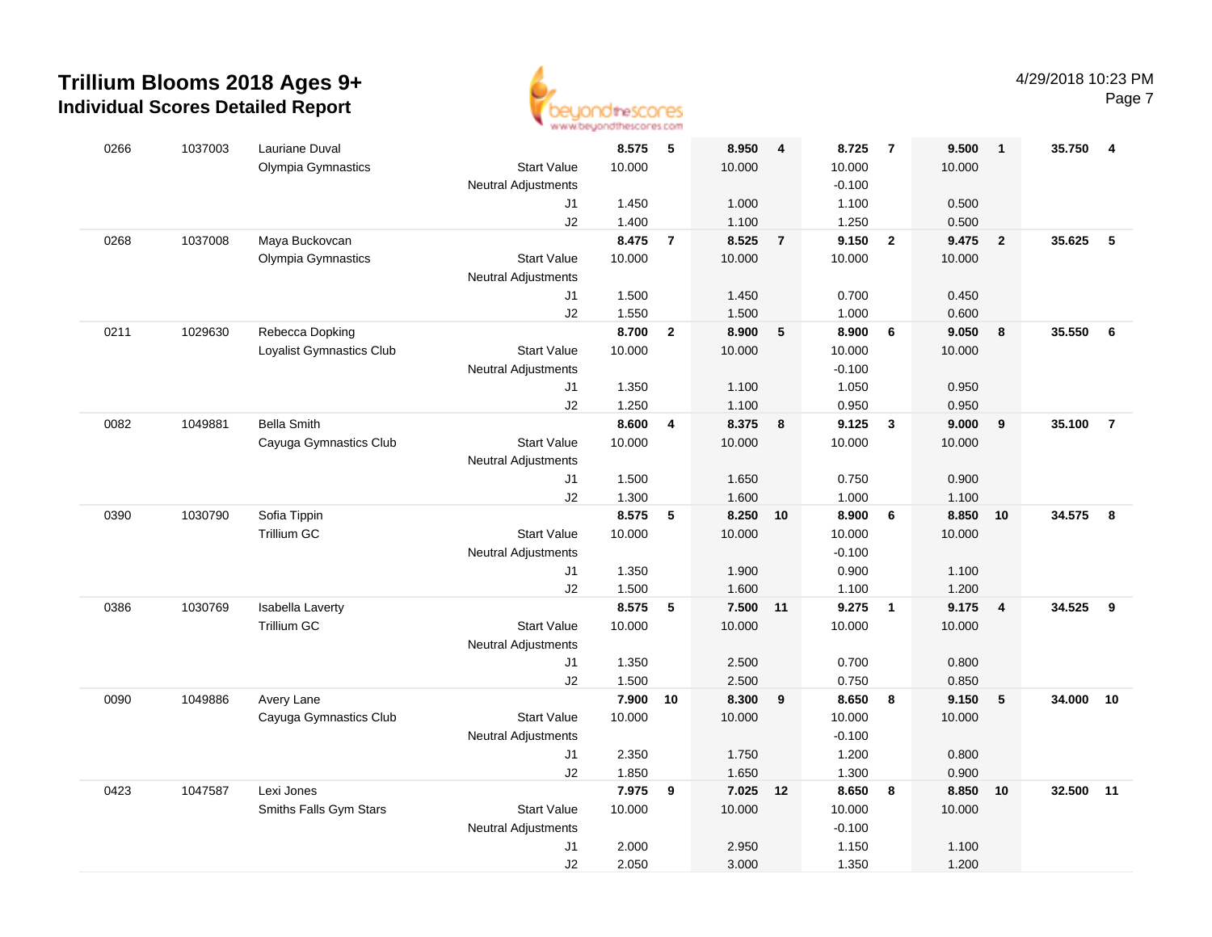# Trillium Blooms 2018 Ages 9+
## Individual Scores Detailed Report

4/29/2018 10:23 PM

| Bib | ID | Name / Club | | Score | Rank | Score | Rank | Score | Rank | Score | Rank | AA | Rank |
|---|---|---|---|---|---|---|---|---|---|---|---|---|---|
| 0266 | 1037003 | Lauriane Duval | | **8.575** | **5** | **8.950** | **4** | **8.725** | **7** | **9.500** | **1** | **35.750** | **4** |
| | | Olympia Gymnastics | Start Value | 10.000 | | 10.000 | | 10.000 | | 10.000 | | | |
| | | | Neutral Adjustments | | | | | -0.100 | | | | | |
| | | | J1 | 1.450 | | 1.000 | | 1.100 | | 0.500 | | | |
| | | | J2 | 1.400 | | 1.100 | | 1.250 | | 0.500 | | | |
| 0268 | 1037008 | Maya Buckovcan | | **8.475** | **7** | **8.525** | **7** | **9.150** | **2** | **9.475** | **2** | **35.625** | **5** |
| | | Olympia Gymnastics | Start Value | 10.000 | | 10.000 | | 10.000 | | 10.000 | | | |
| | | | Neutral Adjustments | | | | | | | | | | |
| | | | J1 | 1.500 | | 1.450 | | 0.700 | | 0.450 | | | |
| | | | J2 | 1.550 | | 1.500 | | 1.000 | | 0.600 | | | |
| 0211 | 1029630 | Rebecca Dopking | | **8.700** | **2** | **8.900** | **5** | **8.900** | **6** | **9.050** | **8** | **35.550** | **6** |
| | | Loyalist Gymnastics Club | Start Value | 10.000 | | 10.000 | | 10.000 | | 10.000 | | | |
| | | | Neutral Adjustments | | | | | -0.100 | | | | | |
| | | | J1 | 1.350 | | 1.100 | | 1.050 | | 0.950 | | | |
| | | | J2 | 1.250 | | 1.100 | | 0.950 | | 0.950 | | | |
| 0082 | 1049881 | Bella Smith | | **8.600** | **4** | **8.375** | **8** | **9.125** | **3** | **9.000** | **9** | **35.100** | **7** |
| | | Cayuga Gymnastics Club | Start Value | 10.000 | | 10.000 | | 10.000 | | 10.000 | | | |
| | | | Neutral Adjustments | | | | | | | | | | |
| | | | J1 | 1.500 | | 1.650 | | 0.750 | | 0.900 | | | |
| | | | J2 | 1.300 | | 1.600 | | 1.000 | | 1.100 | | | |
| 0390 | 1030790 | Sofia Tippin | | **8.575** | **5** | **8.250** | **10** | **8.900** | **6** | **8.850** | **10** | **34.575** | **8** |
| | | Trillium GC | Start Value | 10.000 | | 10.000 | | 10.000 | | 10.000 | | | |
| | | | Neutral Adjustments | | | | | -0.100 | | | | | |
| | | | J1 | 1.350 | | 1.900 | | 0.900 | | 1.100 | | | |
| | | | J2 | 1.500 | | 1.600 | | 1.100 | | 1.200 | | | |
| 0386 | 1030769 | Isabella Laverty | | **8.575** | **5** | **7.500** | **11** | **9.275** | **1** | **9.175** | **4** | **34.525** | **9** |
| | | Trillium GC | Start Value | 10.000 | | 10.000 | | 10.000 | | 10.000 | | | |
| | | | Neutral Adjustments | | | | | | | | | | |
| | | | J1 | 1.350 | | 2.500 | | 0.700 | | 0.800 | | | |
| | | | J2 | 1.500 | | 2.500 | | 0.750 | | 0.850 | | | |
| 0090 | 1049886 | Avery Lane | | **7.900** | **10** | **8.300** | **9** | **8.650** | **8** | **9.150** | **5** | **34.000** | **10** |
| | | Cayuga Gymnastics Club | Start Value | 10.000 | | 10.000 | | 10.000 | | 10.000 | | | |
| | | | Neutral Adjustments | | | | | -0.100 | | | | | |
| | | | J1 | 2.350 | | 1.750 | | 1.200 | | 0.800 | | | |
| | | | J2 | 1.850 | | 1.650 | | 1.300 | | 0.900 | | | |
| 0423 | 1047587 | Lexi Jones | | **7.975** | **9** | **7.025** | **12** | **8.650** | **8** | **8.850** | **10** | **32.500** | **11** |
| | | Smiths Falls Gym Stars | Start Value | 10.000 | | 10.000 | | 10.000 | | 10.000 | | | |
| | | | Neutral Adjustments | | | | | -0.100 | | | | | |
| | | | J1 | 2.000 | | 2.950 | | 1.150 | | 1.100 | | | |
| | | | J2 | 2.050 | | 3.000 | | 1.350 | | 1.200 | | | |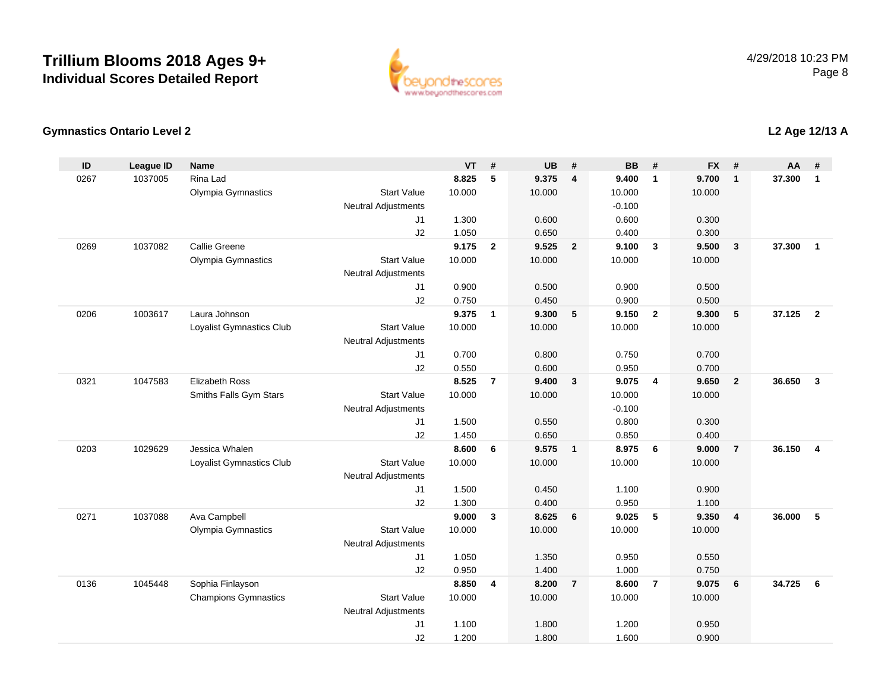# Trillium Blooms 2018 Ages 9+

## Individual Scores Detailed Report

4/29/2018 10:23 PM

### Gymnastics Ontario Level 2

### L2 Age 12/13 A

| ID | League ID | Name | | VT | # | UB | # | BB | # | FX | # | AA | # |
|---|---|---|---|---|---|---|---|---|---|---|---|---|---|
| 0267 | 1037005 | Rina Lad | | **8.825** | **5** | **9.375** | **4** | **9.400** | **1** | **9.700** | **1** | **37.300** | **1** |
| | | Olympia Gymnastics | Start Value | 10.000 | | 10.000 | | 10.000 | | 10.000 | | | |
| | | | Neutral Adjustments | | | | | -0.100 | | | | | |
| | | | J1 | 1.300 | | 0.600 | | 0.600 | | 0.300 | | | |
| | | | J2 | 1.050 | | 0.650 | | 0.400 | | 0.300 | | | |
| 0269 | 1037082 | Callie Greene | | **9.175** | **2** | **9.525** | **2** | **9.100** | **3** | **9.500** | **3** | **37.300** | **1** |
| | | Olympia Gymnastics | Start Value | 10.000 | | 10.000 | | 10.000 | | 10.000 | | | |
| | | | Neutral Adjustments | | | | | | | | | | |
| | | | J1 | 0.900 | | 0.500 | | 0.900 | | 0.500 | | | |
| | | | J2 | 0.750 | | 0.450 | | 0.900 | | 0.500 | | | |
| 0206 | 1003617 | Laura Johnson | | **9.375** | **1** | **9.300** | **5** | **9.150** | **2** | **9.300** | **5** | **37.125** | **2** |
| | | Loyalist Gymnastics Club | Start Value | 10.000 | | 10.000 | | 10.000 | | 10.000 | | | |
| | | | Neutral Adjustments | | | | | | | | | | |
| | | | J1 | 0.700 | | 0.800 | | 0.750 | | 0.700 | | | |
| | | | J2 | 0.550 | | 0.600 | | 0.950 | | 0.700 | | | |
| 0321 | 1047583 | Elizabeth Ross | | **8.525** | **7** | **9.400** | **3** | **9.075** | **4** | **9.650** | **2** | **36.650** | **3** |
| | | Smiths Falls Gym Stars | Start Value | 10.000 | | 10.000 | | 10.000 | | 10.000 | | | |
| | | | Neutral Adjustments | | | | | -0.100 | | | | | |
| | | | J1 | 1.500 | | 0.550 | | 0.800 | | 0.300 | | | |
| | | | J2 | 1.450 | | 0.650 | | 0.850 | | 0.400 | | | |
| 0203 | 1029629 | Jessica Whalen | | **8.600** | **6** | **9.575** | **1** | **8.975** | **6** | **9.000** | **7** | **36.150** | **4** |
| | | Loyalist Gymnastics Club | Start Value | 10.000 | | 10.000 | | 10.000 | | 10.000 | | | |
| | | | Neutral Adjustments | | | | | | | | | | |
| | | | J1 | 1.500 | | 0.450 | | 1.100 | | 0.900 | | | |
| | | | J2 | 1.300 | | 0.400 | | 0.950 | | 1.100 | | | |
| 0271 | 1037088 | Ava Campbell | | **9.000** | **3** | **8.625** | **6** | **9.025** | **5** | **9.350** | **4** | **36.000** | **5** |
| | | Olympia Gymnastics | Start Value | 10.000 | | 10.000 | | 10.000 | | 10.000 | | | |
| | | | Neutral Adjustments | | | | | | | | | | |
| | | | J1 | 1.050 | | 1.350 | | 0.950 | | 0.550 | | | |
| | | | J2 | 0.950 | | 1.400 | | 1.000 | | 0.750 | | | |
| 0136 | 1045448 | Sophia Finlayson | | **8.850** | **4** | **8.200** | **7** | **8.600** | **7** | **9.075** | **6** | **34.725** | **6** |
| | | Champions Gymnastics | Start Value | 10.000 | | 10.000 | | 10.000 | | 10.000 | | | |
| | | | Neutral Adjustments | | | | | | | | | | |
| | | | J1 | 1.100 | | 1.800 | | 1.200 | | 0.950 | | | |
| | | | J2 | 1.200 | | 1.800 | | 1.600 | | 0.900 | | | |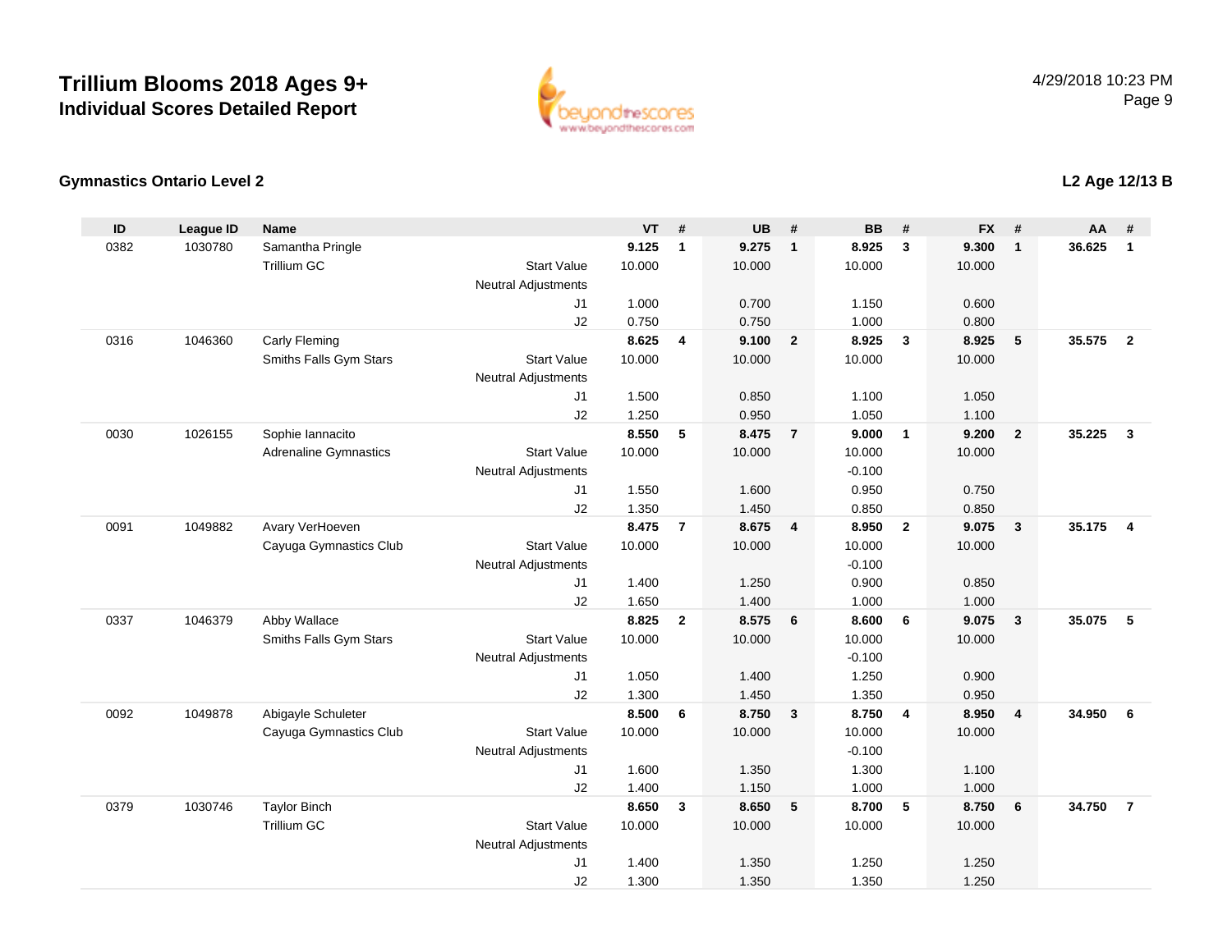# Trillium Blooms 2018 Ages 9+

## Individual Scores Detailed Report

4/29/2018 10:23 PM

### Gymnastics Ontario Level 2

### L2 Age 12/13 B

| ID | League ID | Name | | VT | # | UB | # | BB | # | FX | # | AA | # |
|---|---|---|---|---|---|---|---|---|---|---|---|---|---|
| 0382 | 1030780 | Samantha Pringle | | **9.125** | **1** | **9.275** | **1** | **8.925** | **3** | **9.300** | **1** | **36.625** | **1** |
| | | Trillium GC | Start Value | 10.000 | | 10.000 | | 10.000 | | 10.000 | | | |
| | | | Neutral Adjustments | | | | | | | | | | |
| | | | J1 | 1.000 | | 0.700 | | 1.150 | | 0.600 | | | |
| | | | J2 | 0.750 | | 0.750 | | 1.000 | | 0.800 | | | |
| 0316 | 1046360 | Carly Fleming | | **8.625** | **4** | **9.100** | **2** | **8.925** | **3** | **8.925** | **5** | **35.575** | **2** |
| | | Smiths Falls Gym Stars | Start Value | 10.000 | | 10.000 | | 10.000 | | 10.000 | | | |
| | | | Neutral Adjustments | | | | | | | | | | |
| | | | J1 | 1.500 | | 0.850 | | 1.100 | | 1.050 | | | |
| | | | J2 | 1.250 | | 0.950 | | 1.050 | | 1.100 | | | |
| 0030 | 1026155 | Sophie Iannacito | | **8.550** | **5** | **8.475** | **7** | **9.000** | **1** | **9.200** | **2** | **35.225** | **3** |
| | | Adrenaline Gymnastics | Start Value | 10.000 | | 10.000 | | 10.000 | | 10.000 | | | |
| | | | Neutral Adjustments | | | | | -0.100 | | | | | |
| | | | J1 | 1.550 | | 1.600 | | 0.950 | | 0.750 | | | |
| | | | J2 | 1.350 | | 1.450 | | 0.850 | | 0.850 | | | |
| 0091 | 1049882 | Avary VerHoeven | | **8.475** | **7** | **8.675** | **4** | **8.950** | **2** | **9.075** | **3** | **35.175** | **4** |
| | | Cayuga Gymnastics Club | Start Value | 10.000 | | 10.000 | | 10.000 | | 10.000 | | | |
| | | | Neutral Adjustments | | | | | -0.100 | | | | | |
| | | | J1 | 1.400 | | 1.250 | | 0.900 | | 0.850 | | | |
| | | | J2 | 1.650 | | 1.400 | | 1.000 | | 1.000 | | | |
| 0337 | 1046379 | Abby Wallace | | **8.825** | **2** | **8.575** | **6** | **8.600** | **6** | **9.075** | **3** | **35.075** | **5** |
| | | Smiths Falls Gym Stars | Start Value | 10.000 | | 10.000 | | 10.000 | | 10.000 | | | |
| | | | Neutral Adjustments | | | | | -0.100 | | | | | |
| | | | J1 | 1.050 | | 1.400 | | 1.250 | | 0.900 | | | |
| | | | J2 | 1.300 | | 1.450 | | 1.350 | | 0.950 | | | |
| 0092 | 1049878 | Abigayle Schuleter | | **8.500** | **6** | **8.750** | **3** | **8.750** | **4** | **8.950** | **4** | **34.950** | **6** |
| | | Cayuga Gymnastics Club | Start Value | 10.000 | | 10.000 | | 10.000 | | 10.000 | | | |
| | | | Neutral Adjustments | | | | | -0.100 | | | | | |
| | | | J1 | 1.600 | | 1.350 | | 1.300 | | 1.100 | | | |
| | | | J2 | 1.400 | | 1.150 | | 1.000 | | 1.000 | | | |
| 0379 | 1030746 | Taylor Binch | | **8.650** | **3** | **8.650** | **5** | **8.700** | **5** | **8.750** | **6** | **34.750** | **7** |
| | | Trillium GC | Start Value | 10.000 | | 10.000 | | 10.000 | | 10.000 | | | |
| | | | Neutral Adjustments | | | | | | | | | | |
| | | | J1 | 1.400 | | 1.350 | | 1.250 | | 1.250 | | | |
| | | | J2 | 1.300 | | 1.350 | | 1.350 | | 1.250 | | | |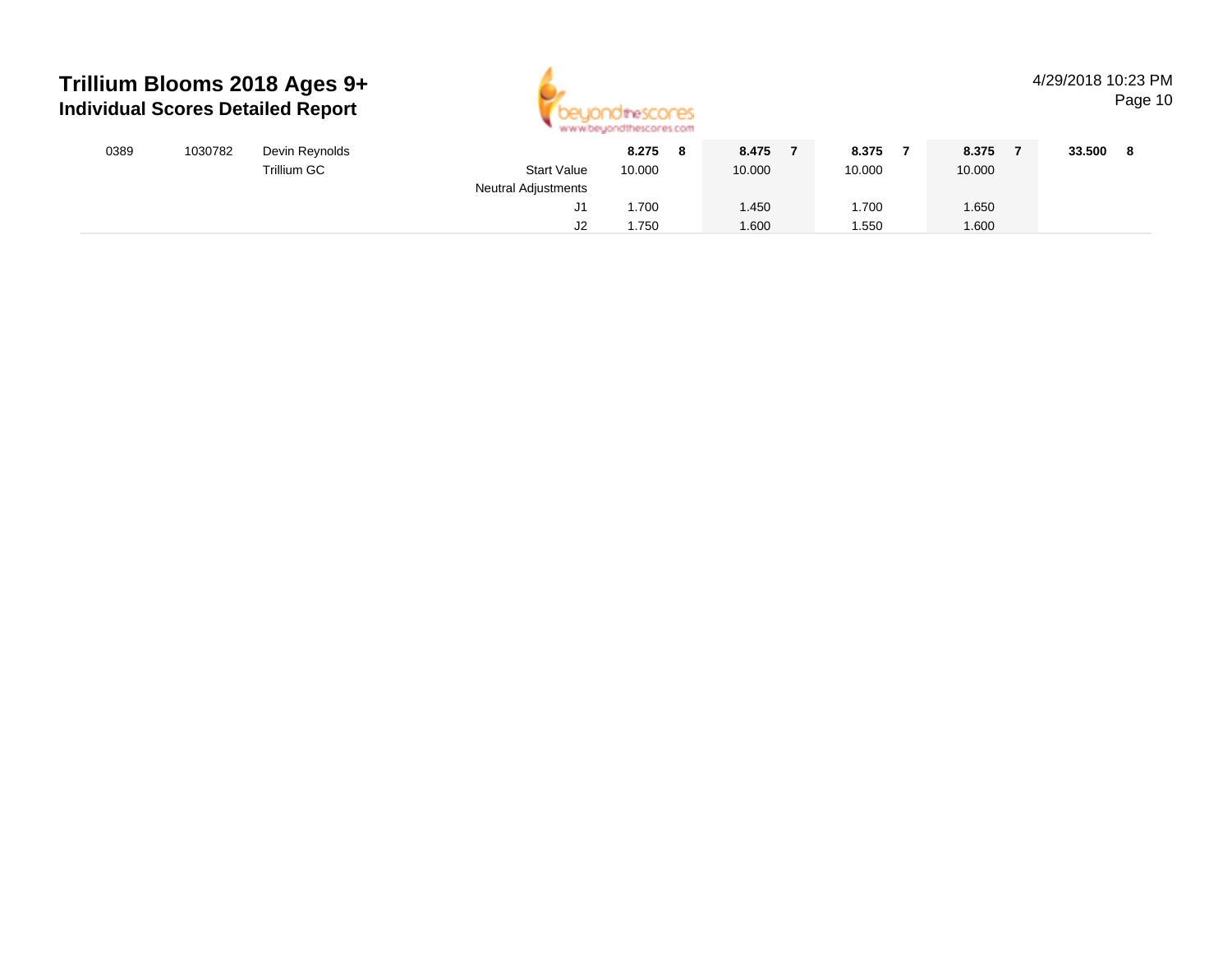# Trillium Blooms 2018 Ages 9+
## Individual Scores Detailed Report

4/29/2018 10:23 PM

| | | | | | | | | | | | | | |
|---|---|---|---|---|---|---|---|---|---|---|---|---|---|
| 0389 | 1030782 | Devin Reynolds | | **8.275** | **8** | **8.475** | **7** | **8.375** | **7** | **8.375** | **7** | **33.500** | **8** |
| | | Trillium GC | Start Value | 10.000 | | 10.000 | | 10.000 | | 10.000 | | | |
| | | | Neutral Adjustments | | | | | | | | | | |
| | | | J1 | 1.700 | | 1.450 | | 1.700 | | 1.650 | | | |
| | | | J2 | 1.750 | | 1.600 | | 1.550 | | 1.600 | | | |